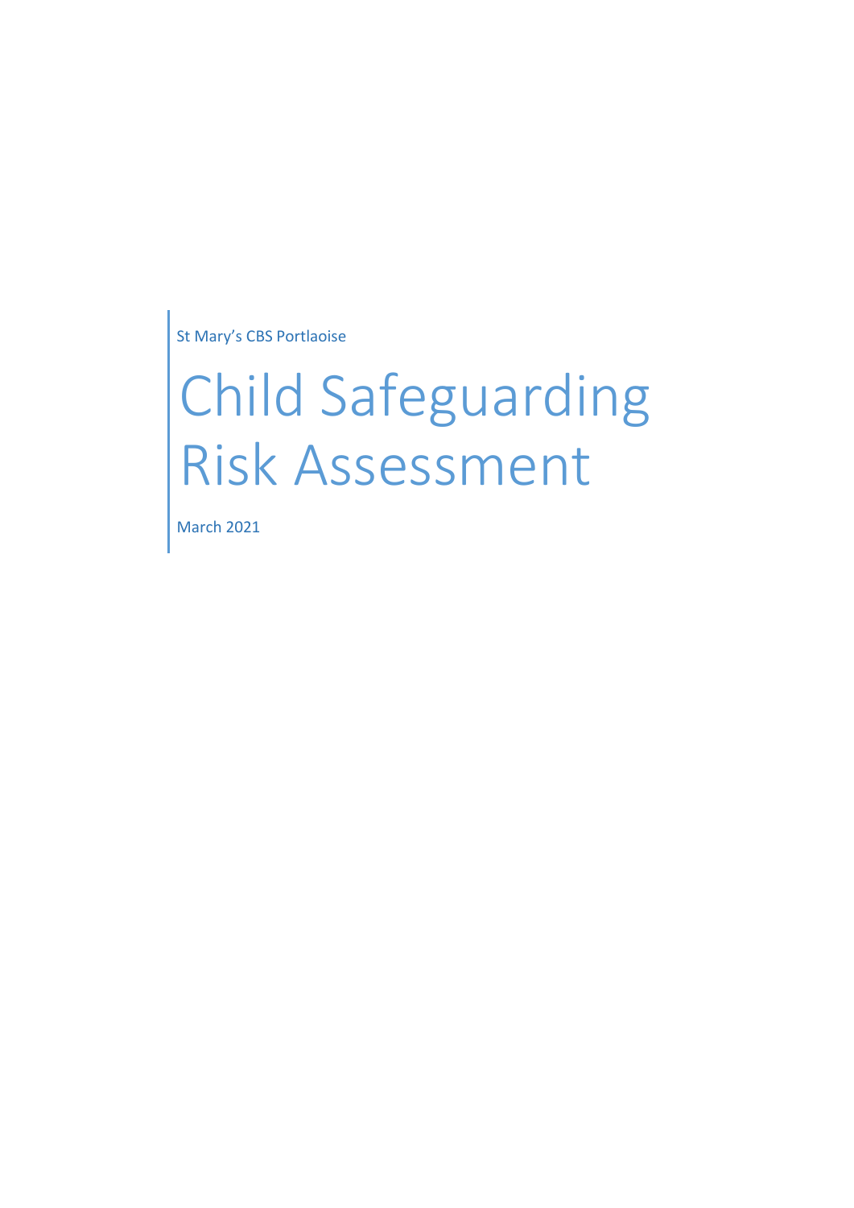St Mary’s CBS Portlaoise

# Child Safeguarding Risk Assessment

March 2021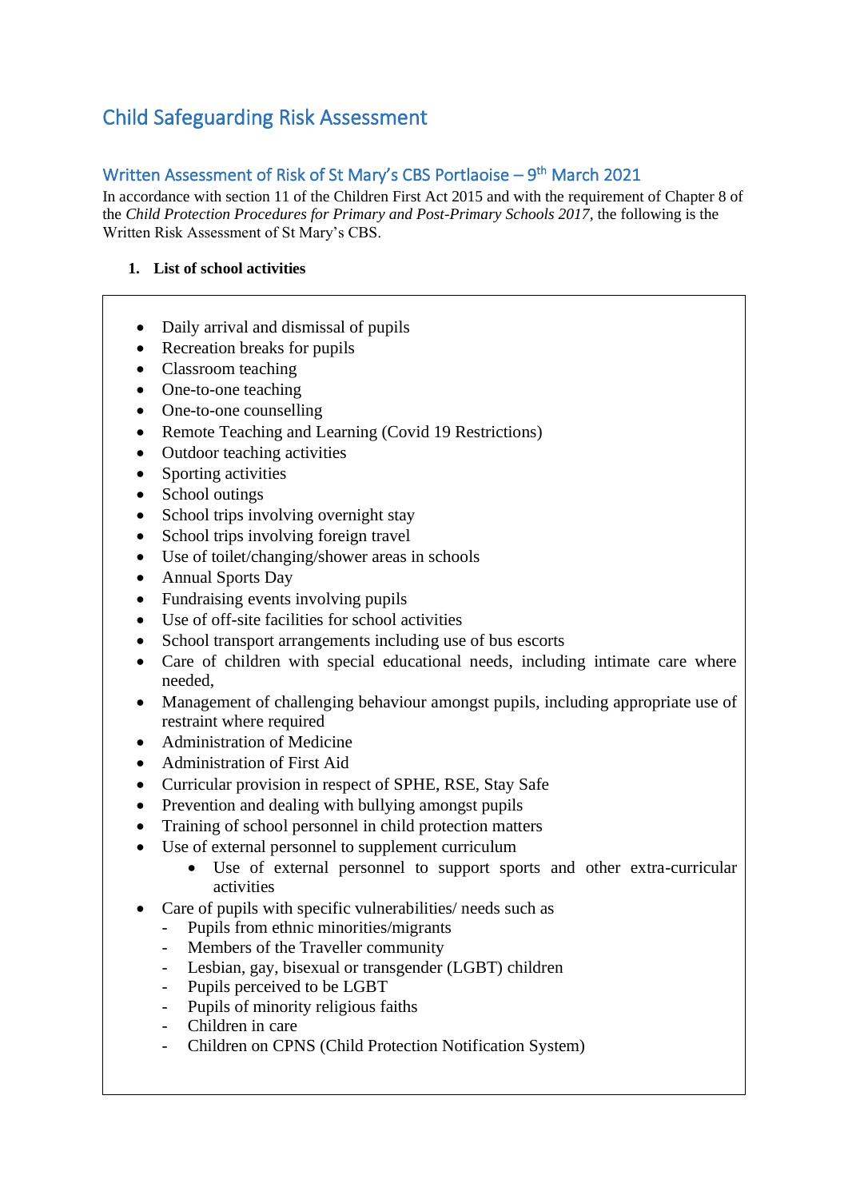# Child Safeguarding Risk Assessment

## Written Assessment of Risk of St Mary's CBS Portlaoise – 9th March 2021

In accordance with section 11 of the Children First Act 2015 and with the requirement of Chapter 8 of the *Child Protection Procedures for Primary and Post-Primary Schools 2017*, the following is the Written Risk Assessment of St Mary's CBS.

1. **List of school activities**

- Daily arrival and dismissal of pupils
- Recreation breaks for pupils
- Classroom teaching
- One-to-one teaching
- One-to-one counselling
- Remote Teaching and Learning (Covid 19 Restrictions)
- Outdoor teaching activities
- Sporting activities
- School outings
- School trips involving overnight stay
- School trips involving foreign travel
- Use of toilet/changing/shower areas in schools
- Annual Sports Day
- Fundraising events involving pupils
- Use of off-site facilities for school activities
- School transport arrangements including use of bus escorts
- Care of children with special educational needs, including intimate care where needed,
- Management of challenging behaviour amongst pupils, including appropriate use of restraint where required
- Administration of Medicine
- Administration of First Aid
- Curricular provision in respect of SPHE, RSE, Stay Safe
- Prevention and dealing with bullying amongst pupils
- Training of school personnel in child protection matters
- Use of external personnel to supplement curriculum
  - Use of external personnel to support sports and other extra-curricular activities
- Care of pupils with specific vulnerabilities/ needs such as
  - Pupils from ethnic minorities/migrants
  - Members of the Traveller community
  - Lesbian, gay, bisexual or transgender (LGBT) children
  - Pupils perceived to be LGBT
  - Pupils of minority religious faiths
  - Children in care
  - Children on CPNS (Child Protection Notification System)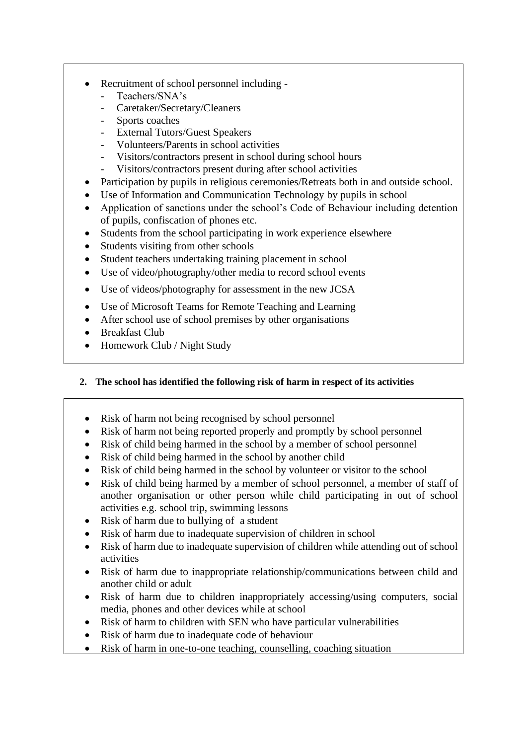- Recruitment of school personnel including -
    - Teachers/SNA's
    - Caretaker/Secretary/Cleaners
    - Sports coaches
    - External Tutors/Guest Speakers
    - Volunteers/Parents in school activities
    - Visitors/contractors present in school during school hours
    - Visitors/contractors present during after school activities
- Participation by pupils in religious ceremonies/Retreats both in and outside school.
- Use of Information and Communication Technology by pupils in school
- Application of sanctions under the school's Code of Behaviour including detention of pupils, confiscation of phones etc.
- Students from the school participating in work experience elsewhere
- Students visiting from other schools
- Student teachers undertaking training placement in school
- Use of video/photography/other media to record school events
- Use of videos/photography for assessment in the new JCSA
- Use of Microsoft Teams for Remote Teaching and Learning
- After school use of school premises by other organisations
- Breakfast Club
- Homework Club / Night Study

**2. The school has identified the following risk of harm in respect of its activities**

- Risk of harm not being recognised by school personnel
- Risk of harm not being reported properly and promptly by school personnel
- Risk of child being harmed in the school by a member of school personnel
- Risk of child being harmed in the school by another child
- Risk of child being harmed in the school by volunteer or visitor to the school
- Risk of child being harmed by a member of school personnel, a member of staff of another organisation or other person while child participating in out of school activities e.g. school trip, swimming lessons
- Risk of harm due to bullying of a student
- Risk of harm due to inadequate supervision of children in school
- Risk of harm due to inadequate supervision of children while attending out of school activities
- Risk of harm due to inappropriate relationship/communications between child and another child or adult
- Risk of harm due to children inappropriately accessing/using computers, social media, phones and other devices while at school
- Risk of harm to children with SEN who have particular vulnerabilities
- Risk of harm due to inadequate code of behaviour
- Risk of harm in one-to-one teaching, counselling, coaching situation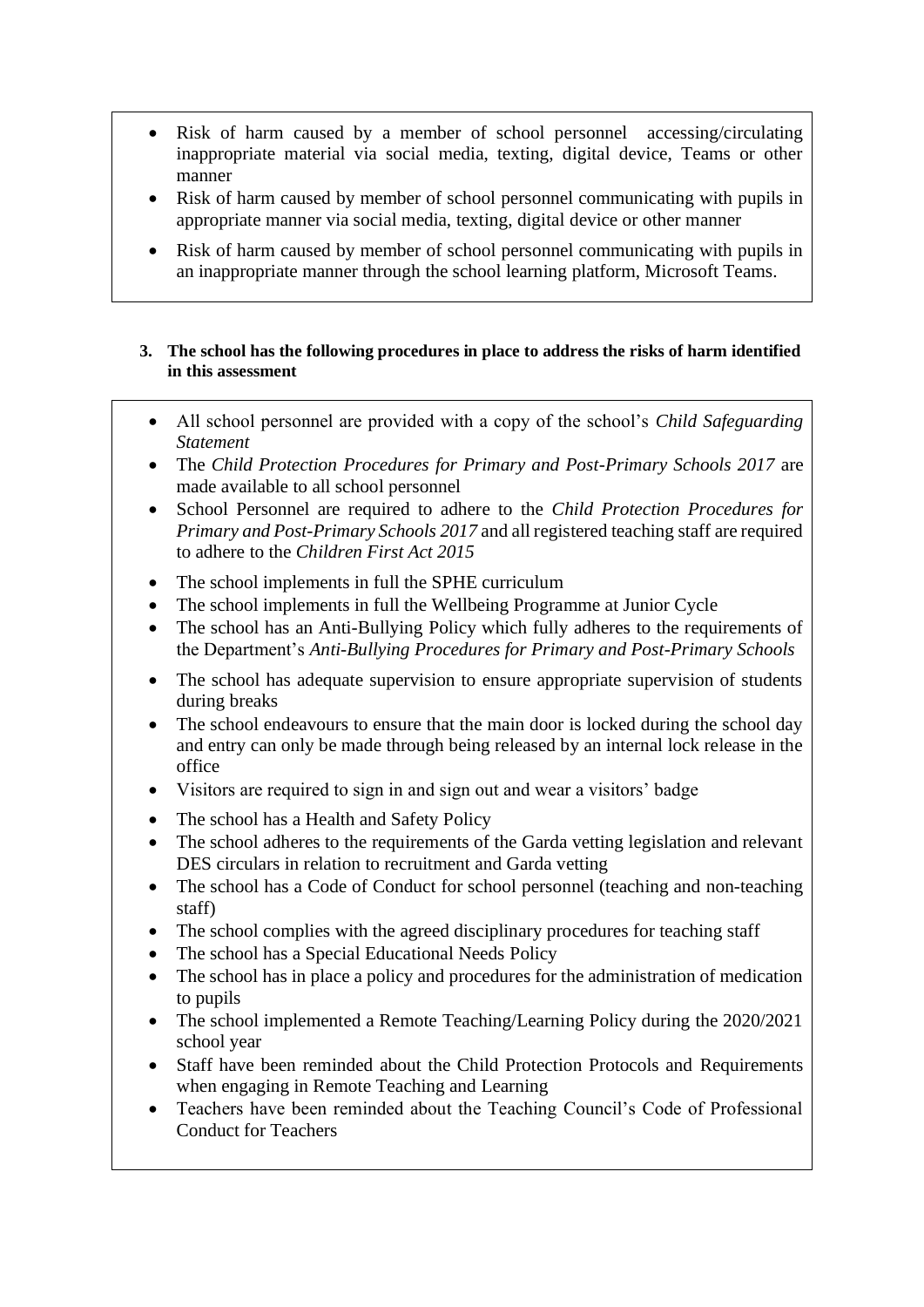- Risk of harm caused by a member of school personnel accessing/circulating inappropriate material via social media, texting, digital device, Teams or other manner
- Risk of harm caused by member of school personnel communicating with pupils in appropriate manner via social media, texting, digital device or other manner
- Risk of harm caused by member of school personnel communicating with pupils in an inappropriate manner through the school learning platform, Microsoft Teams.

**3. The school has the following procedures in place to address the risks of harm identified in this assessment**

- All school personnel are provided with a copy of the school's *Child Safeguarding Statement*
- The *Child Protection Procedures for Primary and Post-Primary Schools 2017* are made available to all school personnel
- School Personnel are required to adhere to the *Child Protection Procedures for Primary and Post-Primary Schools 2017* and all registered teaching staff are required to adhere to the *Children First Act 2015*
- The school implements in full the SPHE curriculum
- The school implements in full the Wellbeing Programme at Junior Cycle
- The school has an Anti-Bullying Policy which fully adheres to the requirements of the Department's *Anti-Bullying Procedures for Primary and Post-Primary Schools*
- The school has adequate supervision to ensure appropriate supervision of students during breaks
- The school endeavours to ensure that the main door is locked during the school day and entry can only be made through being released by an internal lock release in the office
- Visitors are required to sign in and sign out and wear a visitors' badge
- The school has a Health and Safety Policy
- The school adheres to the requirements of the Garda vetting legislation and relevant DES circulars in relation to recruitment and Garda vetting
- The school has a Code of Conduct for school personnel (teaching and non-teaching staff)
- The school complies with the agreed disciplinary procedures for teaching staff
- The school has a Special Educational Needs Policy
- The school has in place a policy and procedures for the administration of medication to pupils
- The school implemented a Remote Teaching/Learning Policy during the 2020/2021 school year
- Staff have been reminded about the Child Protection Protocols and Requirements when engaging in Remote Teaching and Learning
- Teachers have been reminded about the Teaching Council's Code of Professional Conduct for Teachers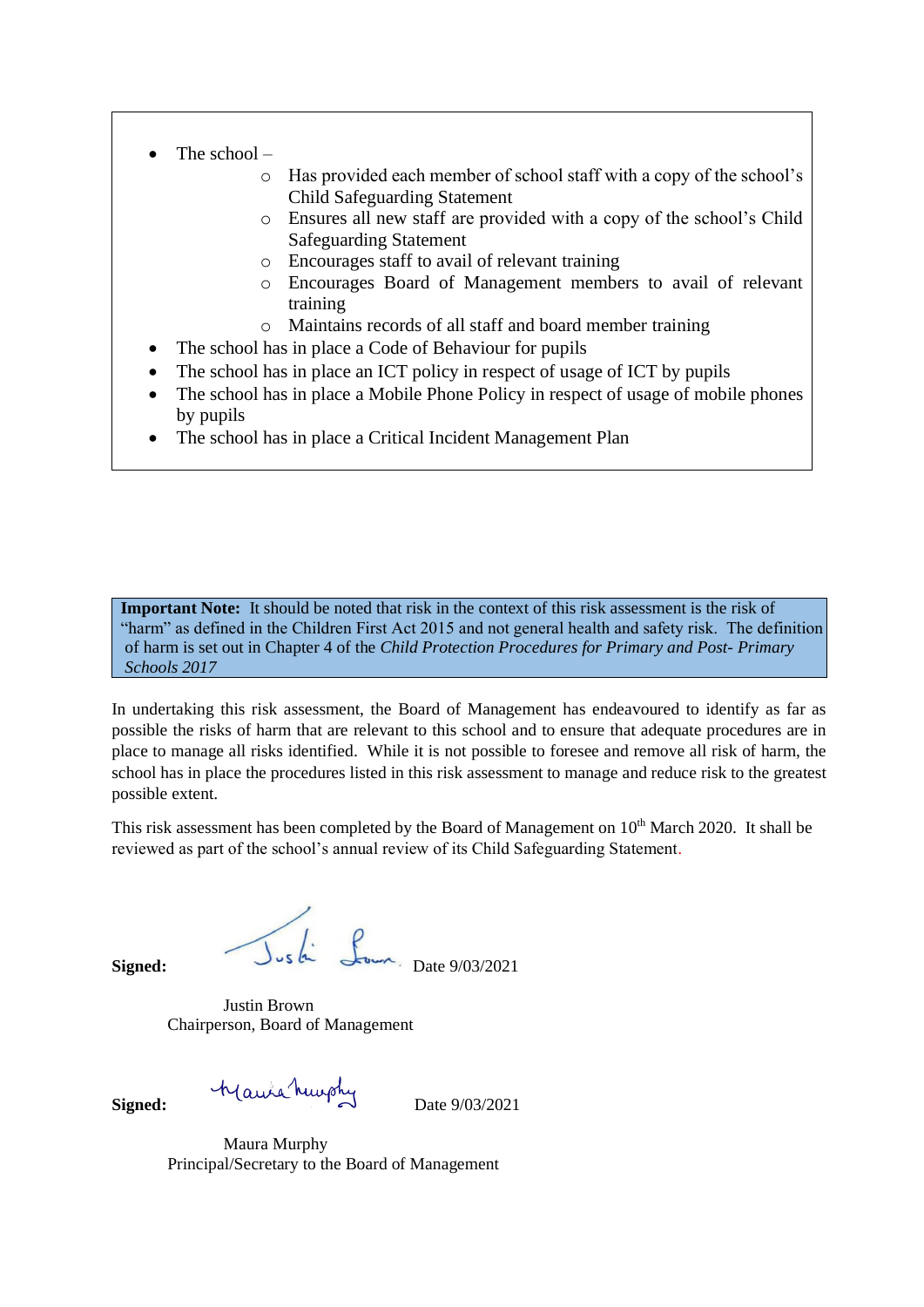- The school –
  - Has provided each member of school staff with a copy of the school's Child Safeguarding Statement
  - Ensures all new staff are provided with a copy of the school's Child Safeguarding Statement
  - Encourages staff to avail of relevant training
  - Encourages Board of Management members to avail of relevant training
  - Maintains records of all staff and board member training
- The school has in place a Code of Behaviour for pupils
- The school has in place an ICT policy in respect of usage of ICT by pupils
- The school has in place a Mobile Phone Policy in respect of usage of mobile phones by pupils
- The school has in place a Critical Incident Management Plan

**Important Note:** It should be noted that risk in the context of this risk assessment is the risk of "harm" as defined in the Children First Act 2015 and not general health and safety risk. The definition of harm is set out in Chapter 4 of the *Child Protection Procedures for Primary and Post- Primary Schools 2017*

In undertaking this risk assessment, the Board of Management has endeavoured to identify as far as possible the risks of harm that are relevant to this school and to ensure that adequate procedures are in place to manage all risks identified. While it is not possible to foresee and remove all risk of harm, the school has in place the procedures listed in this risk assessment to manage and reduce risk to the greatest possible extent.

This risk assessment has been completed by the Board of Management on 10th March 2020. It shall be reviewed as part of the school's annual review of its Child Safeguarding Statement.

**Signed:** Date 9/03/2021

Justin Brown
Chairperson, Board of Management

**Signed:** Date 9/03/2021

Maura Murphy
Principal/Secretary to the Board of Management